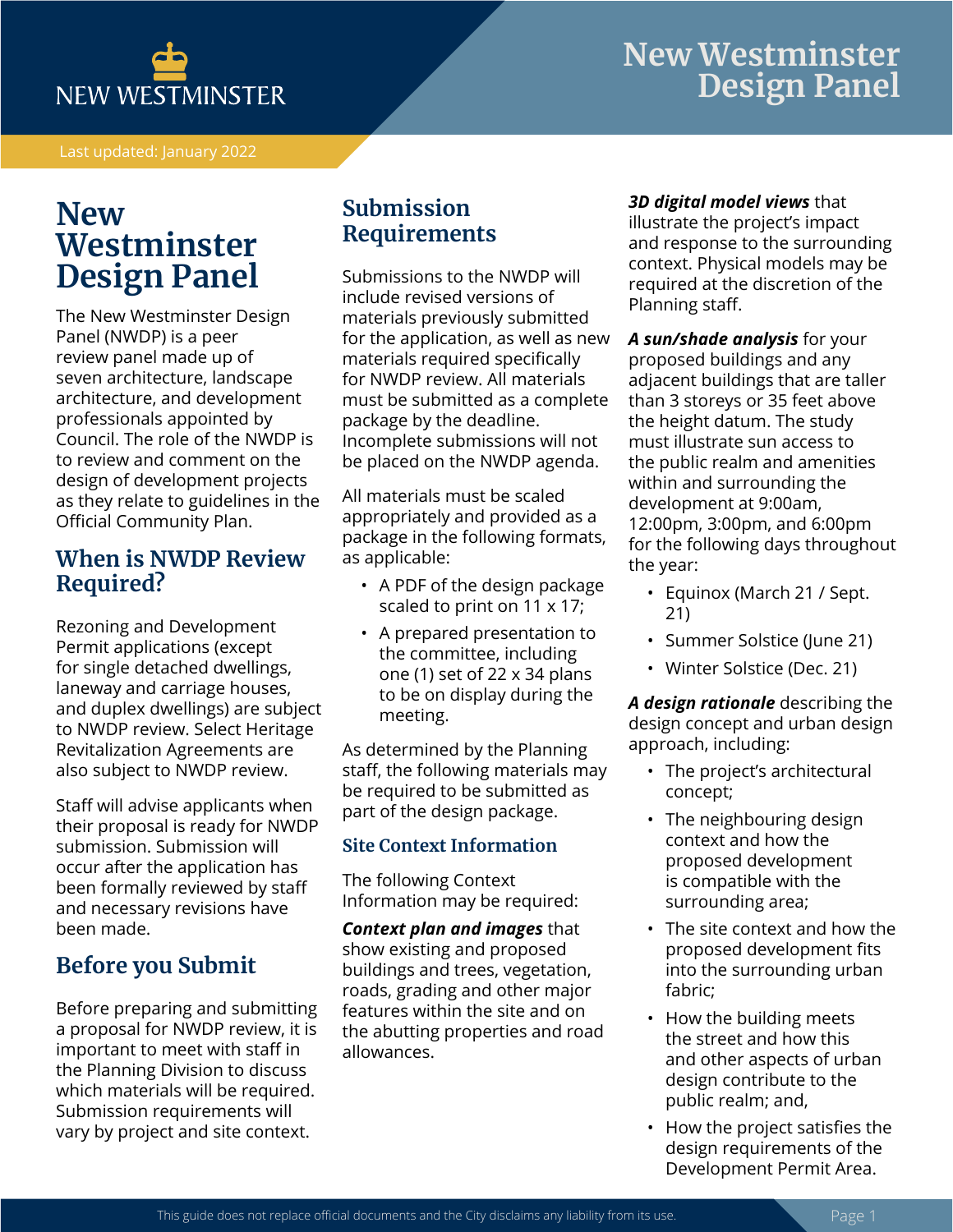New Westminster Design Panel

Last updated: January 2022

# New Westminster Design Panel

The New Westminster Design Panel (NWDP) is a peer review panel made up of seven architecture, landscape architecture, and development professionals appointed by Council. The role of the NWDP is to review and comment on the design of development projects as they relate to guidelines in the Official Community Plan.

## When is NWDP Review Required?

Rezoning and Development Permit applications (except for single detached dwellings, laneway and carriage houses, and duplex dwellings) are subject to NWDP review. Select Heritage Revitalization Agreements are also subject to NWDP review.

Staff will advise applicants when their proposal is ready for NWDP submission. Submission will occur after the application has been formally reviewed by staff and necessary revisions have been made.

## Before you Submit

Before preparing and submitting a proposal for NWDP review, it is important to meet with staff in the Planning Division to discuss which materials will be required. Submission requirements will vary by project and site context.

## Submission Requirements

Submissions to the NWDP will include revised versions of materials previously submitted for the application, as well as new materials required specifically for NWDP review. All materials must be submitted as a complete package by the deadline. Incomplete submissions will not be placed on the NWDP agenda.

All materials must be scaled appropriately and provided as a package in the following formats, as applicable:

- A PDF of the design package scaled to print on 11 x 17;
- A prepared presentation to the committee, including one (1) set of 22 x 34 plans to be on display during the meeting.

As determined by the Planning staff, the following materials may be required to be submitted as part of the design package.

### Site Context Information

The following Context Information may be required:

***Context plan and images*** that show existing and proposed buildings and trees, vegetation, roads, grading and other major features within the site and on the abutting properties and road allowances.

***3D digital model views*** that illustrate the project's impact and response to the surrounding context. Physical models may be required at the discretion of the Planning staff.

***A sun/shade analysis*** for your proposed buildings and any adjacent buildings that are taller than 3 storeys or 35 feet above the height datum. The study must illustrate sun access to the public realm and amenities within and surrounding the development at 9:00am, 12:00pm, 3:00pm, and 6:00pm for the following days throughout the year:

- Equinox (March 21 / Sept. 21)
- Summer Solstice (June 21)
- Winter Solstice (Dec. 21)

***A design rationale*** describing the design concept and urban design approach, including:

- The project's architectural concept;
- The neighbouring design context and how the proposed development is compatible with the surrounding area;
- The site context and how the proposed development fits into the surrounding urban fabric;
- How the building meets the street and how this and other aspects of urban design contribute to the public realm; and,
- How the project satisfies the design requirements of the Development Permit Area.

This guide does not replace official documents and the City disclaims any liability from its use.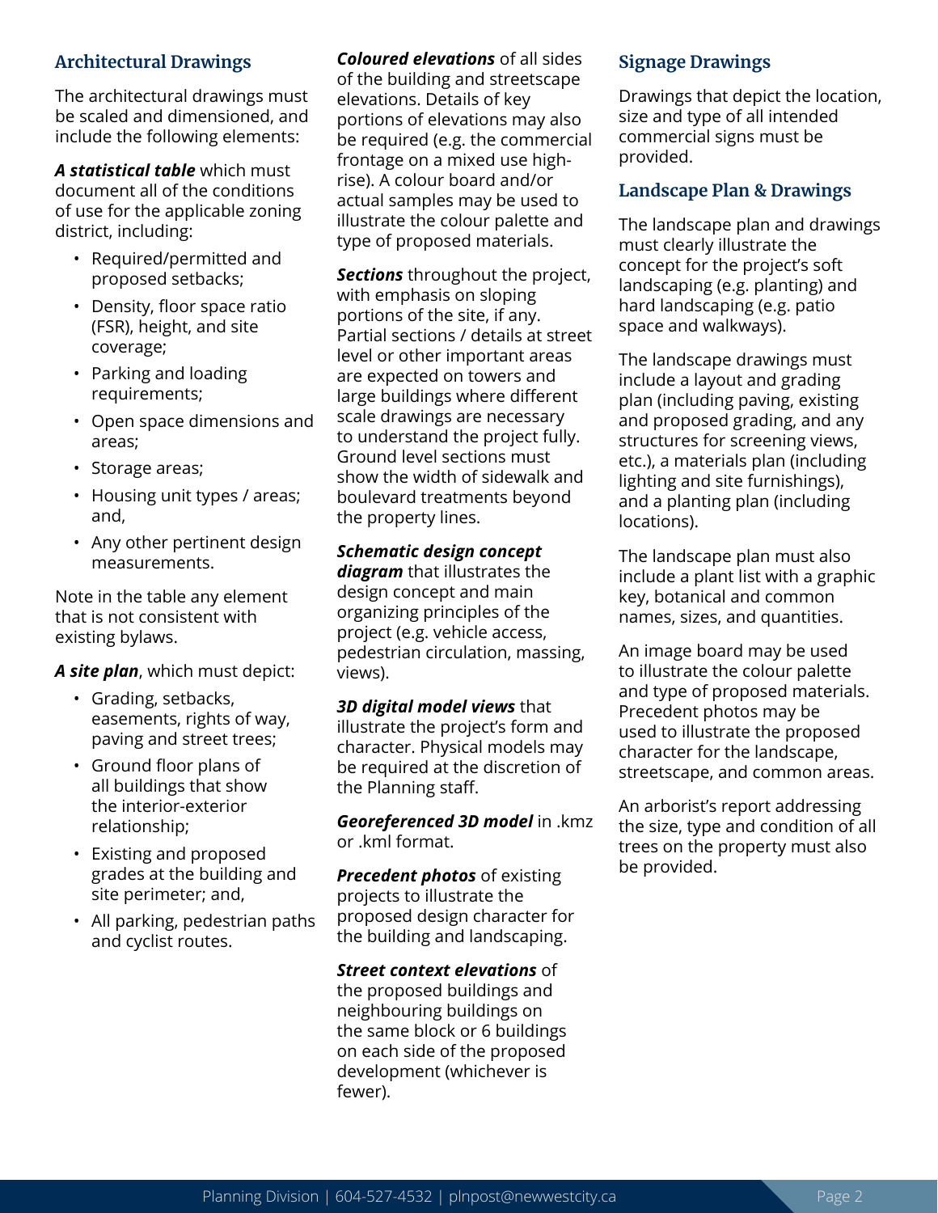## Architectural Drawings

The architectural drawings must be scaled and dimensioned, and include the following elements:

***A statistical table*** which must document all of the conditions of use for the applicable zoning district, including:

- Required/permitted and proposed setbacks;
- Density, floor space ratio (FSR), height, and site coverage;
- Parking and loading requirements;
- Open space dimensions and areas;
- Storage areas;
- Housing unit types / areas; and,
- Any other pertinent design measurements.

Note in the table any element that is not consistent with existing bylaws.

***A site plan***, which must depict:

- Grading, setbacks, easements, rights of way, paving and street trees;
- Ground floor plans of all buildings that show the interior-exterior relationship;
- Existing and proposed grades at the building and site perimeter; and,
- All parking, pedestrian paths and cyclist routes.

***Coloured elevations*** of all sides of the building and streetscape elevations. Details of key portions of elevations may also be required (e.g. the commercial frontage on a mixed use high-rise). A colour board and/or actual samples may be used to illustrate the colour palette and type of proposed materials.

***Sections*** throughout the project, with emphasis on sloping portions of the site, if any. Partial sections / details at street level or other important areas are expected on towers and large buildings where different scale drawings are necessary to understand the project fully. Ground level sections must show the width of sidewalk and boulevard treatments beyond the property lines.

***Schematic design concept diagram*** that illustrates the design concept and main organizing principles of the project (e.g. vehicle access, pedestrian circulation, massing, views).

***3D digital model views*** that illustrate the project's form and character. Physical models may be required at the discretion of the Planning staff.

***Georeferenced 3D model*** in .kmz or .kml format.

***Precedent photos*** of existing projects to illustrate the proposed design character for the building and landscaping.

***Street context elevations*** of the proposed buildings and neighbouring buildings on the same block or 6 buildings on each side of the proposed development (whichever is fewer).

## Signage Drawings

Drawings that depict the location, size and type of all intended commercial signs must be provided.

## Landscape Plan & Drawings

The landscape plan and drawings must clearly illustrate the concept for the project's soft landscaping (e.g. planting) and hard landscaping (e.g. patio space and walkways).

The landscape drawings must include a layout and grading plan (including paving, existing and proposed grading, and any structures for screening views, etc.), a materials plan (including lighting and site furnishings), and a planting plan (including locations).

The landscape plan must also include a plant list with a graphic key, botanical and common names, sizes, and quantities.

An image board may be used to illustrate the colour palette and type of proposed materials. Precedent photos may be used to illustrate the proposed character for the landscape, streetscape, and common areas.

An arborist's report addressing the size, type and condition of all trees on the property must also be provided.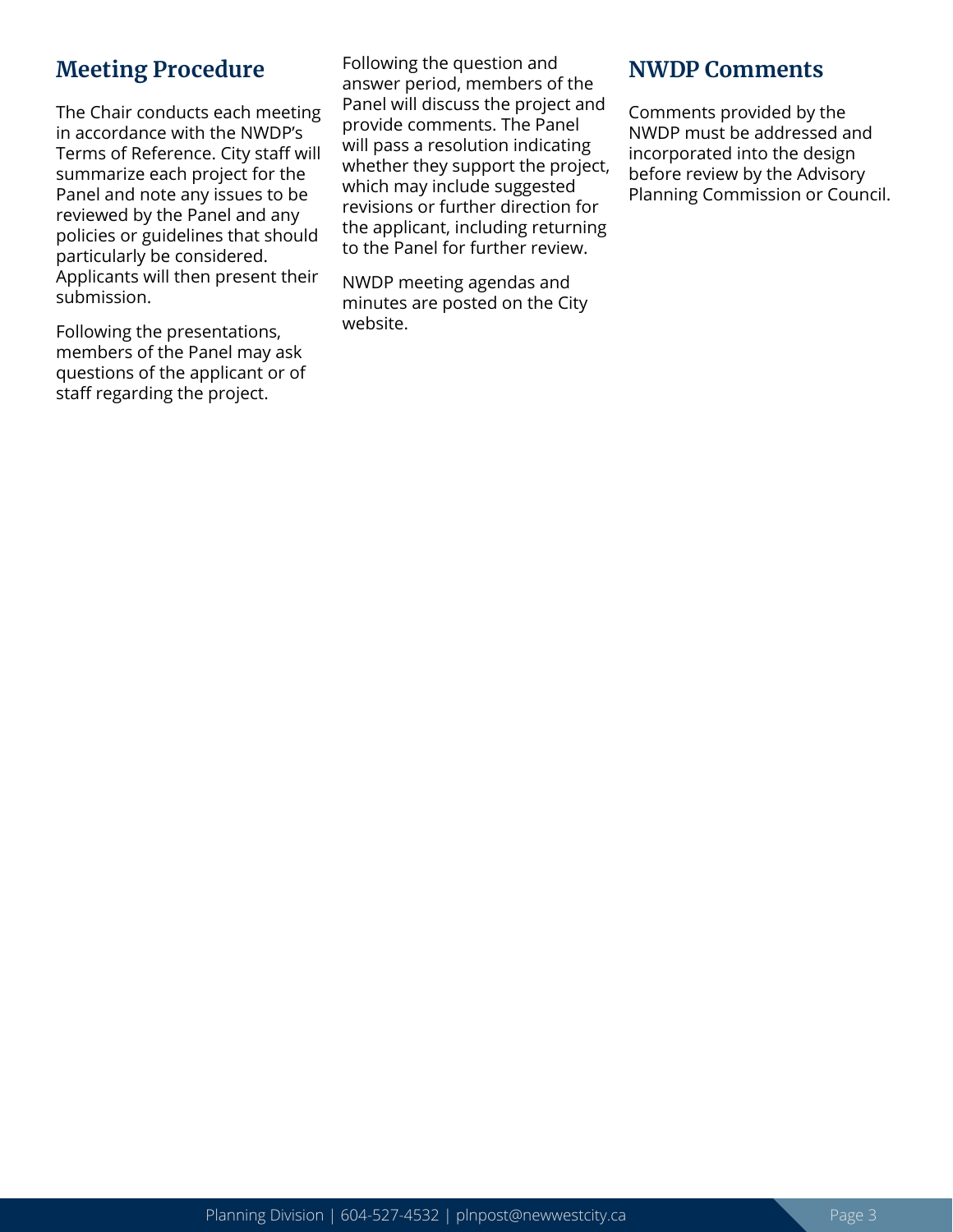## Meeting Procedure

The Chair conducts each meeting in accordance with the NWDP's Terms of Reference. City staff will summarize each project for the Panel and note any issues to be reviewed by the Panel and any policies or guidelines that should particularly be considered. Applicants will then present their submission.

Following the presentations, members of the Panel may ask questions of the applicant or of staff regarding the project.

Following the question and answer period, members of the Panel will discuss the project and provide comments. The Panel will pass a resolution indicating whether they support the project, which may include suggested revisions or further direction for the applicant, including returning to the Panel for further review.

NWDP meeting agendas and minutes are posted on the City website.

## NWDP Comments

Comments provided by the NWDP must be addressed and incorporated into the design before review by the Advisory Planning Commission or Council.